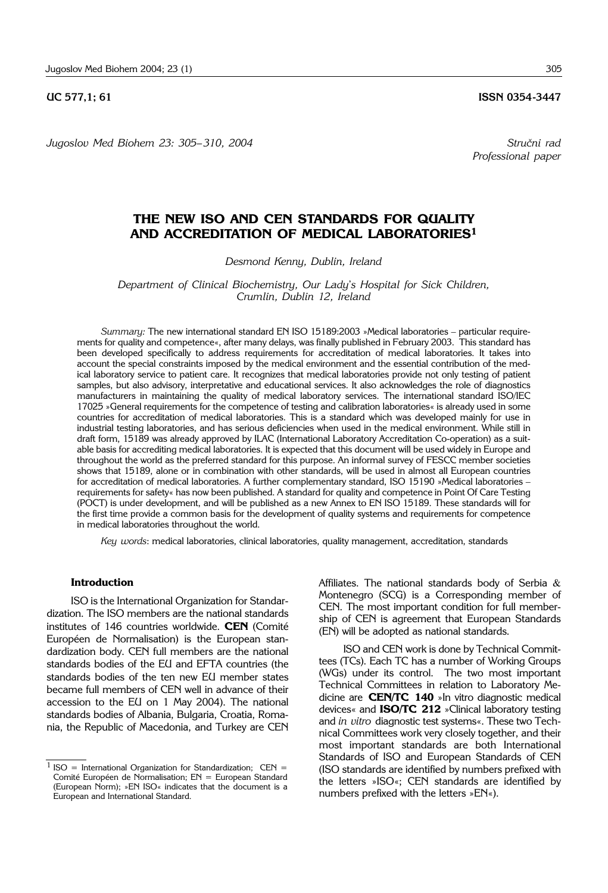UC 577,1; 61 **ISSN 0354-3447**

*Jugoslov Med Biohem 23: 305–310, 2004*

*Stručni rad*
*Professional paper*

# THE NEW ISO AND CEN STANDARDS FOR QUALITY AND ACCREDITATION OF MEDICAL LABORATORIES[1]

*Desmond Kenny, Dublin, Ireland*

*Department of Clinical Biochemistry, Our Lady's Hospital for Sick Children, Crumlin, Dublin 12, Ireland*

*Summary:* The new international standard EN ISO 15189:2003 »Medical laboratories – particular requirements for quality and competence«, after many delays, was finally published in February 2003. This standard has been developed specifically to address requirements for accreditation of medical laboratories. It takes into account the special constraints imposed by the medical environment and the essential contribution of the medical laboratory service to patient care. It recognizes that medical laboratories provide not only testing of patient samples, but also advisory, interpretative and educational services. It also acknowledges the role of diagnostics manufacturers in maintaining the quality of medical laboratory services. The international standard ISO/IEC 17025 »General requirements for the competence of testing and calibration laboratories« is already used in some countries for accreditation of medical laboratories. This is a standard which was developed mainly for use in industrial testing laboratories, and has serious deficiencies when used in the medical environment. While still in draft form, 15189 was already approved by ILAC (International Laboratory Accreditation Co-operation) as a suitable basis for accrediting medical laboratories. It is expected that this document will be used widely in Europe and throughout the world as the preferred standard for this purpose. An informal survey of FESCC member societies shows that 15189, alone or in combination with other standards, will be used in almost all European countries for accreditation of medical laboratories. A further complementary standard, ISO 15190 »Medical laboratories – requirements for safety« has now been published. A standard for quality and competence in Point Of Care Testing (POCT) is under development, and will be published as a new Annex to EN ISO 15189. These standards will for the first time provide a common basis for the development of quality systems and requirements for competence in medical laboratories throughout the world.

*Key words*: medical laboratories, clinical laboratories, quality management, accreditation, standards

## Introduction

ISO is the International Organization for Standardization. The ISO members are the national standards institutes of 146 countries worldwide. **CEN** (Comité Européen de Normalisation) is the European standardization body. CEN full members are the national standards bodies of the EU and EFTA countries (the standards bodies of the ten new EU member states became full members of CEN well in advance of their accession to the EU on 1 May 2004). The national standards bodies of Albania, Bulgaria, Croatia, Romania, the Republic of Macedonia, and Turkey are CEN Affiliates. The national standards body of Serbia & Montenegro (SCG) is a Corresponding member of CEN. The most important condition for full membership of CEN is agreement that European Standards (EN) will be adopted as national standards.

ISO and CEN work is done by Technical Committees (TCs). Each TC has a number of Working Groups (WGs) under its control. The two most important Technical Committees in relation to Laboratory Medicine are **CEN/TC 140** »In vitro diagnostic medical devices« and **ISO/TC 212** »Clinical laboratory testing and *in vitro* diagnostic test systems«. These two Technical Committees work very closely together, and their most important standards are both International Standards of ISO and European Standards of CEN (ISO standards are identified by numbers prefixed with the letters »ISO«; CEN standards are identified by numbers prefixed with the letters »EN«).

[1] ISO = International Organization for Standardization; CEN = Comité Européen de Normalisation; EN = European Standard (European Norm); »EN ISO« indicates that the document is a European and International Standard.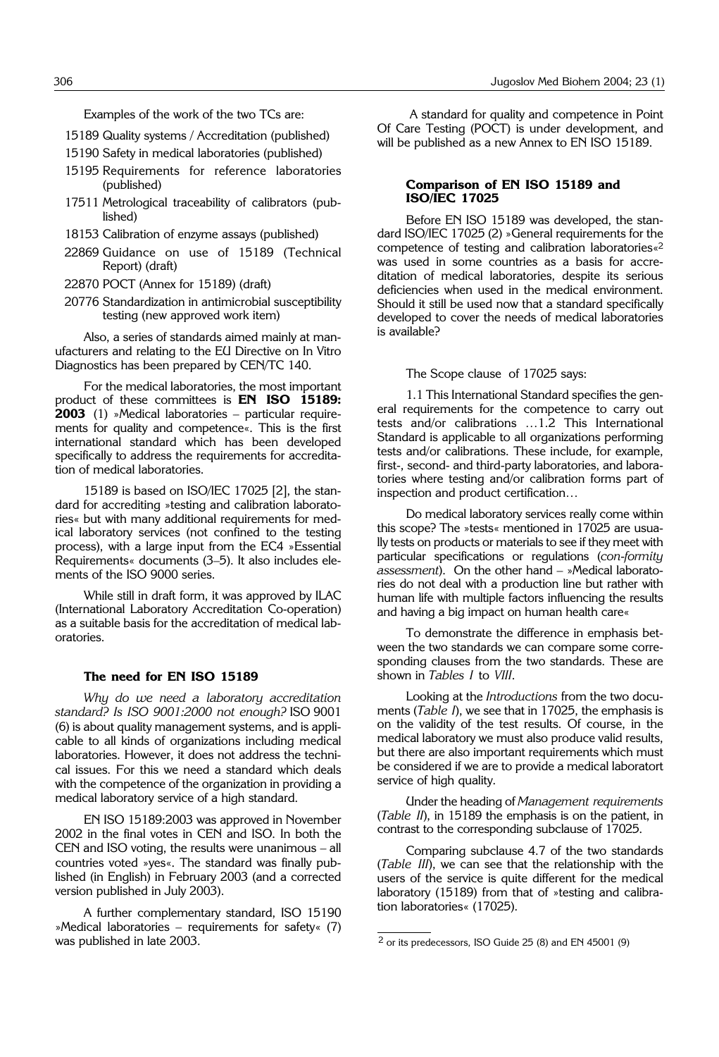Examples of the work of the two TCs are:

- 15189 Quality systems / Accreditation (published)
- 15190 Safety in medical laboratories (published)
- 15195 Requirements for reference laboratories (published)
- 17511 Metrological traceability of calibrators (published)
- 18153 Calibration of enzyme assays (published)
- 22869 Guidance on use of 15189 (Technical Report) (draft)
- 22870 POCT (Annex for 15189) (draft)
- 20776 Standardization in antimicrobial susceptibility testing (new approved work item)

Also, a series of standards aimed mainly at manufacturers and relating to the EU Directive on In Vitro Diagnostics has been prepared by CEN/TC 140.

For the medical laboratories, the most important product of these committees is **EN ISO 15189: 2003** (1) »Medical laboratories – particular requirements for quality and competence«. This is the first international standard which has been developed specifically to address the requirements for accreditation of medical laboratories.

15189 is based on ISO/IEC 17025 [2], the standard for accrediting »testing and calibration laboratories« but with many additional requirements for medical laboratory services (not confined to the testing process), with a large input from the EC4 »Essential Requirements« documents (3–5). It also includes elements of the ISO 9000 series.

While still in draft form, it was approved by ILAC (International Laboratory Accreditation Co-operation) as a suitable basis for the accreditation of medical laboratories.

### The need for EN ISO 15189

*Why do we need a laboratory accreditation standard? Is ISO 9001:2000 not enough?* ISO 9001 (6) is about quality management systems, and is applicable to all kinds of organizations including medical laboratories. However, it does not address the technical issues. For this we need a standard which deals with the competence of the organization in providing a medical laboratory service of a high standard.

EN ISO 15189:2003 was approved in November 2002 in the final votes in CEN and ISO. In both the CEN and ISO voting, the results were unanimous – all countries voted »yes«. The standard was finally published (in English) in February 2003 (and a corrected version published in July 2003).

A further complementary standard, ISO 15190 »Medical laboratories – requirements for safety« (7) was published in late 2003.

A standard for quality and competence in Point Of Care Testing (POCT) is under development, and will be published as a new Annex to EN ISO 15189.

### Comparison of EN ISO 15189 and ISO/IEC 17025

Before EN ISO 15189 was developed, the standard ISO/IEC 17025 (2) »General requirements for the competence of testing and calibration laboratories«[2] was used in some countries as a basis for accreditation of medical laboratories, despite its serious deficiencies when used in the medical environment. Should it still be used now that a standard specifically developed to cover the needs of medical laboratories is available?

The Scope clause of 17025 says:

1.1 This International Standard specifies the general requirements for the competence to carry out tests and/or calibrations …1.2 This International Standard is applicable to all organizations performing tests and/or calibrations. These include, for example, first-, second- and third-party laboratories, and laboratories where testing and/or calibration forms part of inspection and product certification…

Do medical laboratory services really come within this scope? The »tests« mentioned in 17025 are usually tests on products or materials to see if they meet with particular specifications or regulations (*con-formity assessment*). On the other hand – »Medical laboratories do not deal with a production line but rather with human life with multiple factors influencing the results and having a big impact on human health care«

To demonstrate the difference in emphasis between the two standards we can compare some corresponding clauses from the two standards. These are shown in *Tables I* to *VIII*.

Looking at the *Introductions* from the two documents (*Table I*), we see that in 17025, the emphasis is on the validity of the test results. Of course, in the medical laboratory we must also produce valid results, but there are also important requirements which must be considered if we are to provide a medical laboratort service of high quality.

Under the heading of *Management requirements* (*Table II*), in 15189 the emphasis is on the patient, in contrast to the corresponding subclause of 17025.

Comparing subclause 4.7 of the two standards (*Table III*), we can see that the relationship with the users of the service is quite different for the medical laboratory (15189) from that of »testing and calibration laboratories« (17025).

[2] or its predecessors, ISO Guide 25 (8) and EN 45001 (9)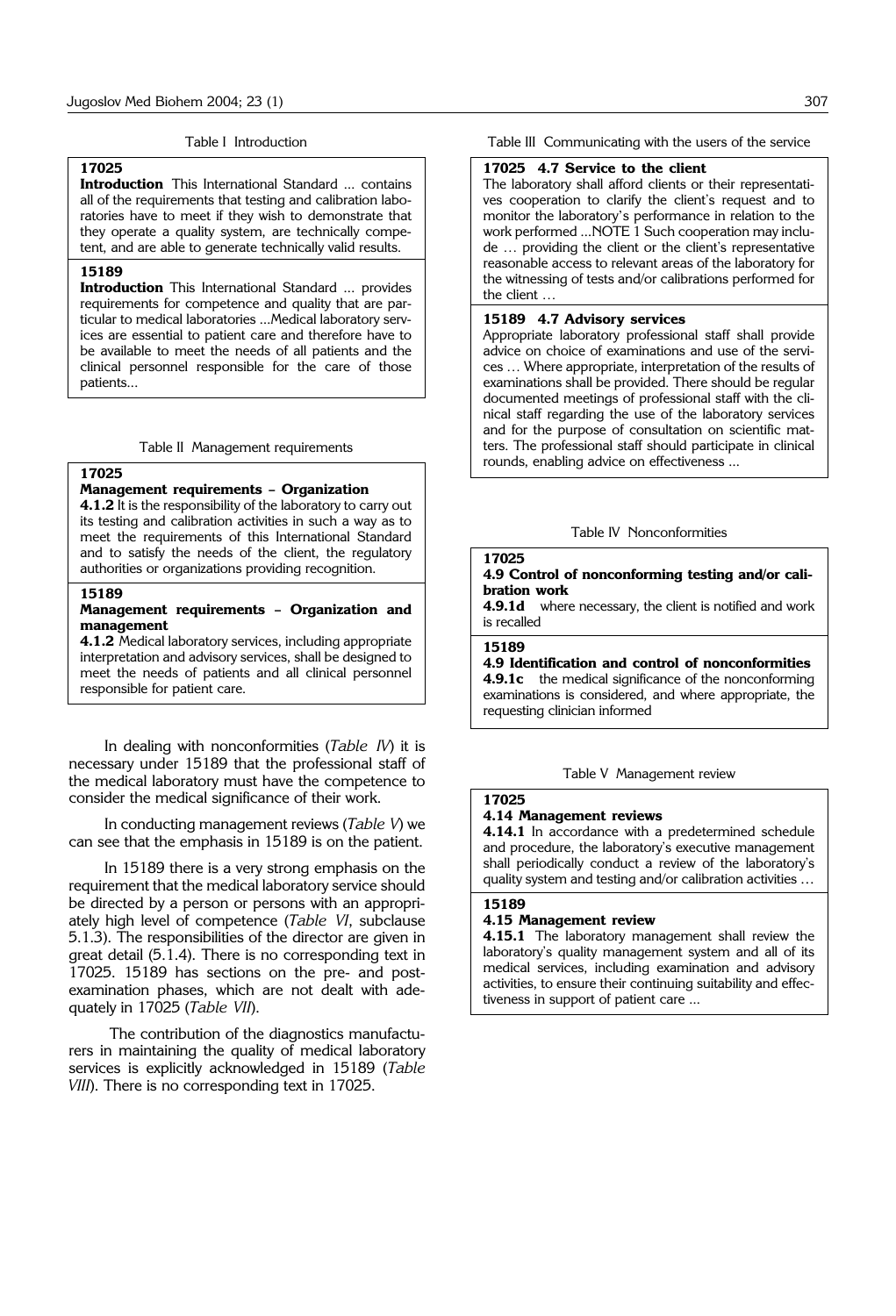Table I Introduction

| 17025 |
|---|
| **Introduction** This International Standard ... contains all of the requirements that testing and calibration laboratories have to meet if they wish to demonstrate that they operate a quality system, are technically competent, and are able to generate technically valid results. |
| **15189** |
| **Introduction** This International Standard ... provides requirements for competence and quality that are particular to medical laboratories ...Medical laboratory services are essential to patient care and therefore have to be available to meet the needs of all patients and the clinical personnel responsible for the care of those patients... |

Table II Management requirements

| 17025 |
|---|
| **Management requirements – Organization** |
| **4.1.2** It is the responsibility of the laboratory to carry out its testing and calibration activities in such a way as to meet the requirements of this International Standard and to satisfy the needs of the client, the regulatory authorities or organizations providing recognition. |
| **15189** |
| **Management requirements – Organization and management** |
| **4.1.2** Medical laboratory services, including appropriate interpretation and advisory services, shall be designed to meet the needs of patients and all clinical personnel responsible for patient care. |

In dealing with nonconformities (*Table IV*) it is necessary under 15189 that the professional staff of the medical laboratory must have the competence to consider the medical significance of their work.

In conducting management reviews (*Table V*) we can see that the emphasis in 15189 is on the patient.

In 15189 there is a very strong emphasis on the requirement that the medical laboratory service should be directed by a person or persons with an appropriately high level of competence (*Table VI*, subclause 5.1.3). The responsibilities of the director are given in great detail (5.1.4). There is no corresponding text in 17025. 15189 has sections on the pre- and post-examination phases, which are not dealt with adequately in 17025 (*Table VII*).

The contribution of the diagnostics manufacturers in maintaining the quality of medical laboratory services is explicitly acknowledged in 15189 (*Table VIII*). There is no corresponding text in 17025.

Table III Communicating with the users of the service

| **17025 4.7 Service to the client** |
|---|
| The laboratory shall afford clients or their representatives cooperation to clarify the client's request and to monitor the laboratory's performance in relation to the work performed ...NOTE 1 Such cooperation may include … providing the client or the client's representative reasonable access to relevant areas of the laboratory for the witnessing of tests and/or calibrations performed for the client … |
| **15189 4.7 Advisory services** |
| Appropriate laboratory professional staff shall provide advice on choice of examinations and use of the services … Where appropriate, interpretation of the results of examinations shall be provided. There should be regular documented meetings of professional staff with the clinical staff regarding the use of the laboratory services and for the purpose of consultation on scientific matters. The professional staff should participate in clinical rounds, enabling advice on effectiveness ... |

Table IV Nonconformities

| 17025 |
|---|
| **4.9 Control of nonconforming testing and/or calibration work** |
| **4.9.1d** where necessary, the client is notified and work is recalled |
| **15189** |
| **4.9 Identification and control of nonconformities** |
| **4.9.1c** the medical significance of the nonconforming examinations is considered, and where appropriate, the requesting clinician informed |

Table V Management review

| 17025 |
|---|
| **4.14 Management reviews** |
| **4.14.1** In accordance with a predetermined schedule and procedure, the laboratory's executive management shall periodically conduct a review of the laboratory's quality system and testing and/or calibration activities … |
| **15189** |
| **4.15 Management review** |
| **4.15.1** The laboratory management shall review the laboratory's quality management system and all of its medical services, including examination and advisory activities, to ensure their continuing suitability and effectiveness in support of patient care ... |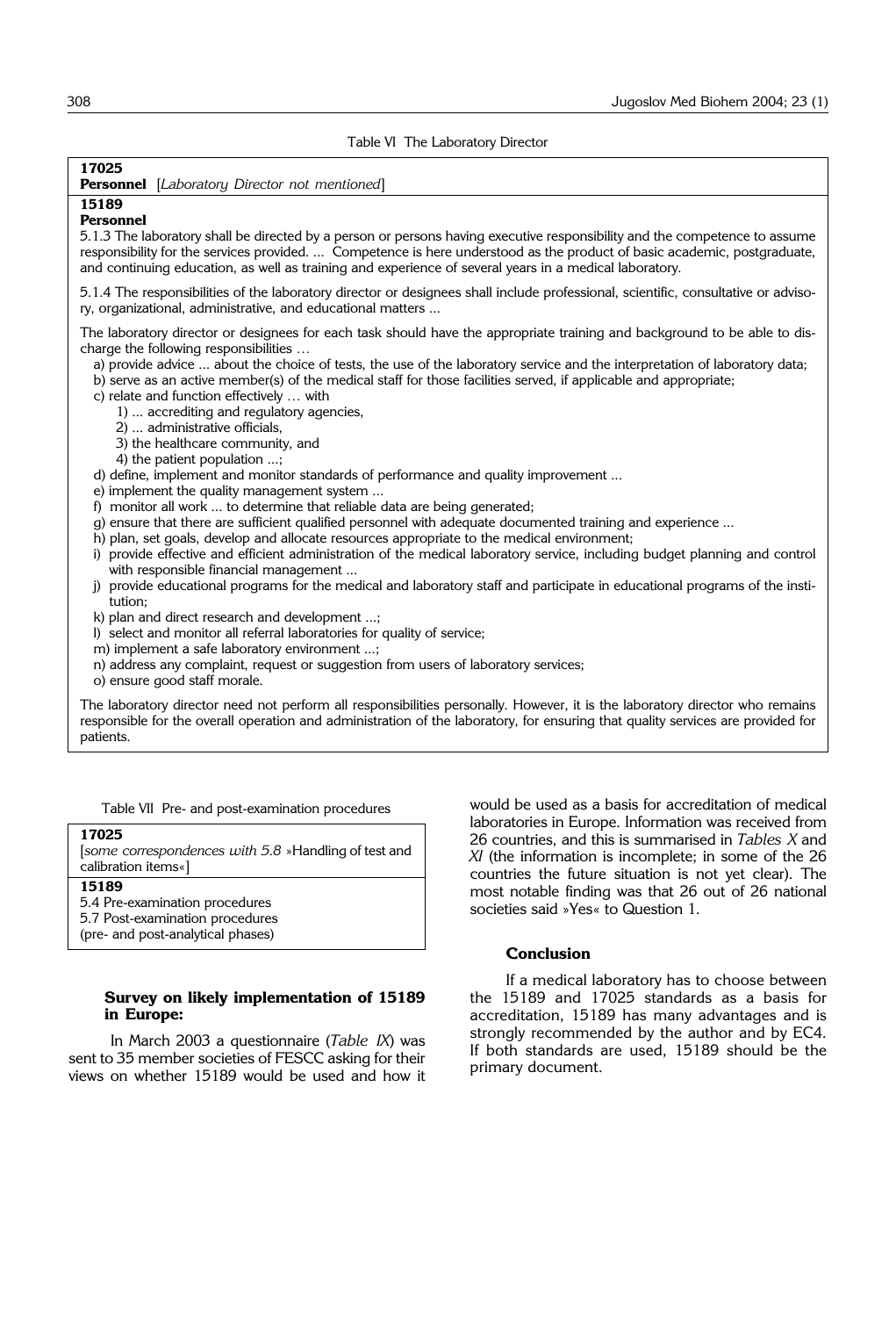Table VI The Laboratory Director

**17025**

**Personnel** [*Laboratory Director not mentioned*]

**15189**

**Personnel**

5.1.3 The laboratory shall be directed by a person or persons having executive responsibility and the competence to assume responsibility for the services provided. ... Competence is here understood as the product of basic academic, postgraduate, and continuing education, as well as training and experience of several years in a medical laboratory.

5.1.4 The responsibilities of the laboratory director or designees shall include professional, scientific, consultative or advisory, organizational, administrative, and educational matters ...

The laboratory director or designees for each task should have the appropriate training and background to be able to discharge the following responsibilities ...

a) provide advice ... about the choice of tests, the use of the laboratory service and the interpretation of laboratory data;
b) serve as an active member(s) of the medical staff for those facilities served, if applicable and appropriate;
c) relate and function effectively ... with
   1) ... accrediting and regulatory agencies,
   2) ... administrative officials,
   3) the healthcare community, and
   4) the patient population ...;
d) define, implement and monitor standards of performance and quality improvement ...
e) implement the quality management system ...
f) monitor all work ... to determine that reliable data are being generated;
g) ensure that there are sufficient qualified personnel with adequate documented training and experience ...
h) plan, set goals, develop and allocate resources appropriate to the medical environment;
i) provide effective and efficient administration of the medical laboratory service, including budget planning and control with responsible financial management ...
j) provide educational programs for the medical and laboratory staff and participate in educational programs of the institution;
k) plan and direct research and development ...;
l) select and monitor all referral laboratories for quality of service;
m) implement a safe laboratory environment ...;
n) address any complaint, request or suggestion from users of laboratory services;
o) ensure good staff morale.

The laboratory director need not perform all responsibilities personally. However, it is the laboratory director who remains responsible for the overall operation and administration of the laboratory, for ensuring that quality services are provided for patients.

Table VII Pre- and post-examination procedures

**17025**

[*some correspondences with 5.8* »Handling of test and calibration items«]

**15189**

5.4 Pre-examination procedures
5.7 Post-examination procedures
(pre- and post-analytical phases)

### Survey on likely implementation of 15189 in Europe:

In March 2003 a questionnaire (*Table IX*) was sent to 35 member societies of FESCC asking for their views on whether 15189 would be used and how it would be used as a basis for accreditation of medical laboratories in Europe. Information was received from 26 countries, and this is summarised in *Tables X* and *XI* (the information is incomplete; in some of the 26 countries the future situation is not yet clear). The most notable finding was that 26 out of 26 national societies said »Yes« to Question 1.

### Conclusion

If a medical laboratory has to choose between the 15189 and 17025 standards as a basis for accreditation, 15189 has many advantages and is strongly recommended by the author and by EC4. If both standards are used, 15189 should be the primary document.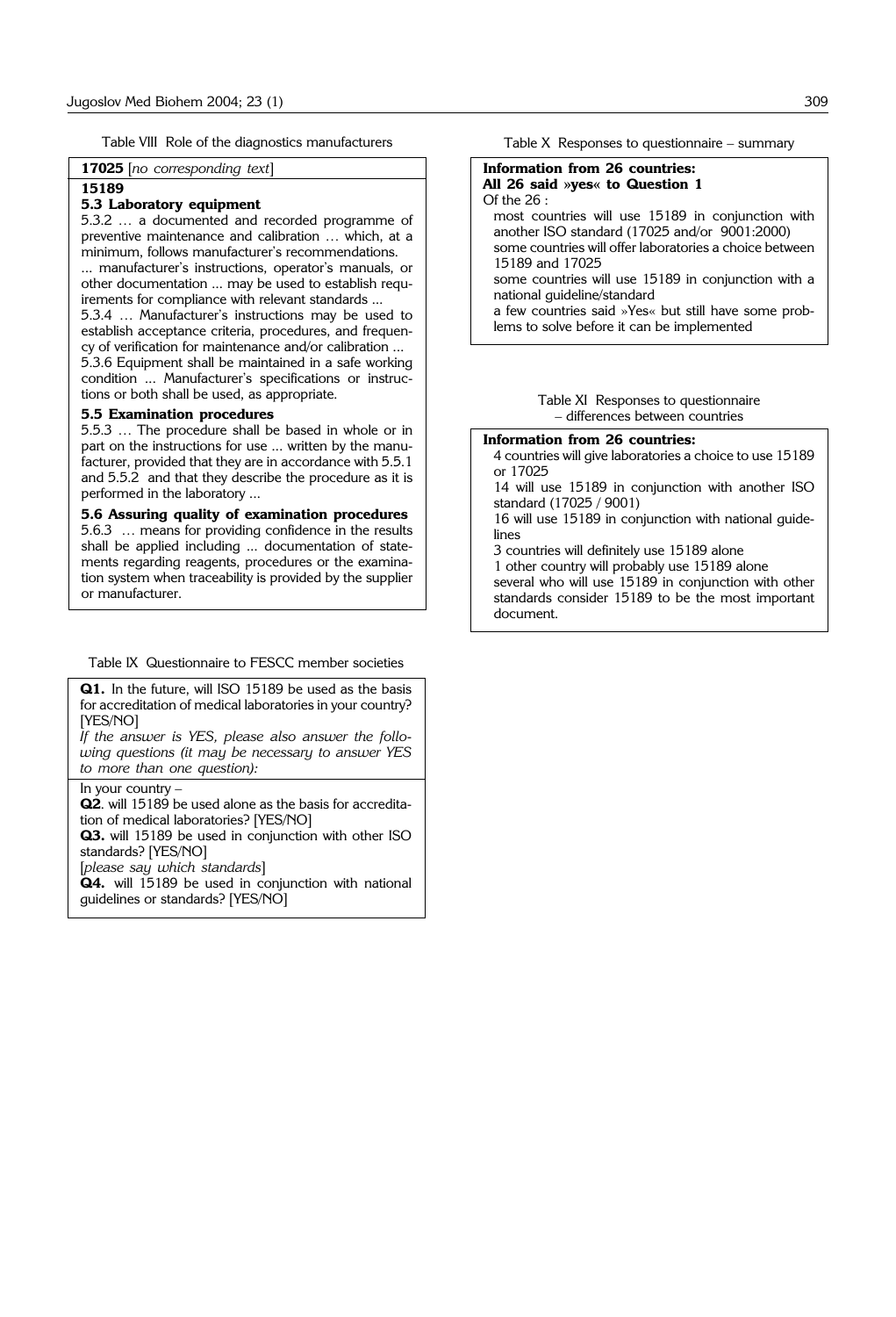Table VIII Role of the diagnostics manufacturers

**17025** [*no corresponding text*]

**15189**

**5.3 Laboratory equipment**

5.3.2 … a documented and recorded programme of preventive maintenance and calibration … which, at a minimum, follows manufacturer's recommendations.

... manufacturer's instructions, operator's manuals, or other documentation ... may be used to establish requirements for compliance with relevant standards ...

5.3.4 … Manufacturer's instructions may be used to establish acceptance criteria, procedures, and frequency of verification for maintenance and/or calibration ...

5.3.6 Equipment shall be maintained in a safe working condition ... Manufacturer's specifications or instructions or both shall be used, as appropriate.

**5.5 Examination procedures**

5.5.3 … The procedure shall be based in whole or in part on the instructions for use ... written by the manufacturer, provided that they are in accordance with 5.5.1 and 5.5.2 and that they describe the procedure as it is performed in the laboratory ...

**5.6 Assuring quality of examination procedures**

5.6.3 … means for providing confidence in the results shall be applied including ... documentation of statements regarding reagents, procedures or the examination system when traceability is provided by the supplier or manufacturer.

Table IX Questionnaire to FESCC member societies

**Q1.** In the future, will ISO 15189 be used as the basis for accreditation of medical laboratories in your country? [YES/NO]

*If the answer is YES, please also answer the following questions (it may be necessary to answer YES to more than one question):*

In your country –

**Q2**. will 15189 be used alone as the basis for accreditation of medical laboratories? [YES/NO]

**Q3.** will 15189 be used in conjunction with other ISO standards? [YES/NO]

[*please say which standards*]

**Q4.** will 15189 be used in conjunction with national guidelines or standards? [YES/NO]

Table X Responses to questionnaire – summary

**Information from 26 countries:**
**All 26 said »yes« to Question 1**

Of the 26 :

- most countries will use 15189 in conjunction with another ISO standard (17025 and/or 9001:2000)
- some countries will offer laboratories a choice between 15189 and 17025
- some countries will use 15189 in conjunction with a national guideline/standard
- a few countries said »Yes« but still have some problems to solve before it can be implemented

Table XI Responses to questionnaire – differences between countries

**Information from 26 countries:**

- 4 countries will give laboratories a choice to use 15189 or 17025
- 14 will use 15189 in conjunction with another ISO standard (17025 / 9001)
- 16 will use 15189 in conjunction with national guidelines
- 3 countries will definitely use 15189 alone
- 1 other country will probably use 15189 alone
- several who will use 15189 in conjunction with other standards consider 15189 to be the most important document.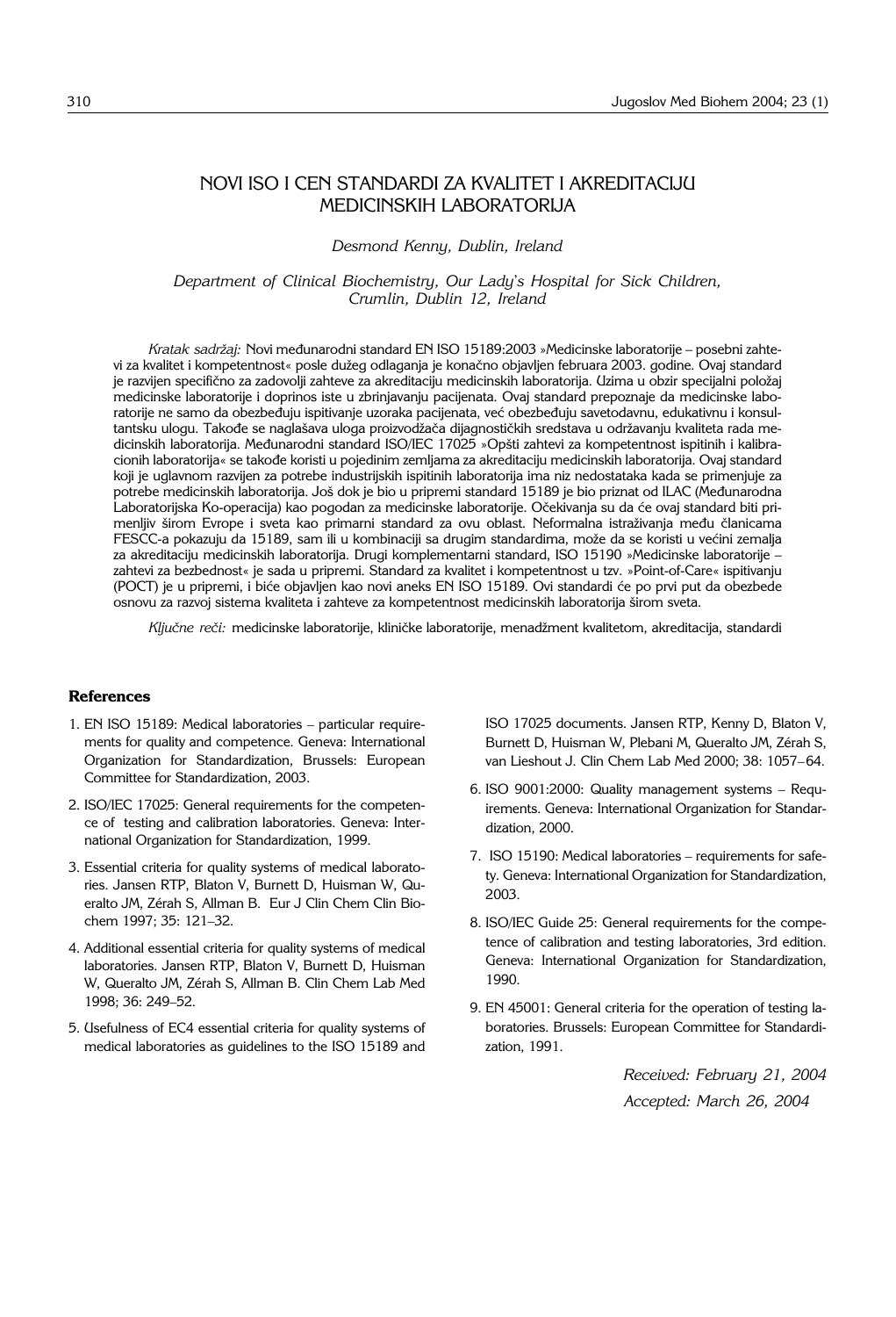# NOVI ISO I CEN STANDARDI ZA KVALITET I AKREDITACIJU MEDICINSKIH LABORATORIJA

*Desmond Kenny, Dublin, Ireland*

*Department of Clinical Biochemistry, Our Lady's Hospital for Sick Children, Crumlin, Dublin 12, Ireland*

*Kratak sadržaj:* Novi međunarodni standard EN ISO 15189:2003 »Medicinske laboratorije – posebni zahtevi za kvalitet i kompetentnost« posle dužeg odlaganja je konačno objavljen februara 2003. godine. Ovaj standard je razvijen specifično za zadovolji zahteve za akreditaciju medicinskih laboratorija. Uzima u obzir specijalni položaj medicinske laboratorije i doprinos iste u zbrinjavanju pacijenata. Ovaj standard prepoznaje da medicinske laboratorije ne samo da obezbeđuju ispitivanje uzoraka pacijenata, već obezbeđuju savetodavnu, edukativnu i konsultantsku ulogu. Takođe se naglašava uloga proizvođača dijagnostičkih sredstava u održavanju kvaliteta rada medicinskih laboratorija. Međunarodni standard ISO/IEC 17025 »Opšti zahtevi za kompetentnost ispitinih i kalibracionih laboratorija« se takođe koristi u pojedinim zemljama za akreditaciju medicinskih laboratorija. Ovaj standard koji je uglavnom razvijen za potrebe industrijskih ispitinih laboratorija ima niz nedostataka kada se primenjuje za potrebe medicinskih laboratorija. Još dok je bio u pripremi standard 15189 je bio priznat od ILAC (Međunarodna Laboratorijska Ko-operacija) kao pogodan za medicinske laboratorije. Očekivanja su da će ovaj standard biti primenljiv širom Evrope i sveta kao primarni standard za ovu oblast. Neformalna istraživanja među članicama FESCC-a pokazuju da 15189, sam ili u kombinaciji sa drugim standardima, može da se koristi u većini zemalja za akreditaciju medicinskih laboratorija. Drugi komplementarni standard, ISO 15190 »Medicinske laboratorije – zahtevi za bezbednost« je sada u pripremi. Standard za kvalitet i kompetentnost u tzv. »Point-of-Care« ispitivanju (POCT) je u pripremi, i biće objavljen kao novi aneks EN ISO 15189. Ovi standardi će po prvi put da obezbede osnovu za razvoj sistema kvaliteta i zahteve za kompetentnost medicinskih laboratorija širom sveta.

*Ključne reči:* medicinske laboratorije, kliničke laboratorije, menadžment kvalitetom, akreditacija, standardi

## References

1. EN ISO 15189: Medical laboratories – particular requirements for quality and competence. Geneva: International Organization for Standardization, Brussels: European Committee for Standardization, 2003.
2. ISO/IEC 17025: General requirements for the competence of testing and calibration laboratories. Geneva: International Organization for Standardization, 1999.
3. Essential criteria for quality systems of medical laboratories. Jansen RTP, Blaton V, Burnett D, Huisman W, Queralto JM, Zérah S, Allman B. Eur J Clin Chem Clin Biochem 1997; 35: 121–32.
4. Additional essential criteria for quality systems of medical laboratories. Jansen RTP, Blaton V, Burnett D, Huisman W, Queralto JM, Zérah S, Allman B. Clin Chem Lab Med 1998; 36: 249–52.
5. Usefulness of EC4 essential criteria for quality systems of medical laboratories as guidelines to the ISO 15189 and ISO 17025 documents. Jansen RTP, Kenny D, Blaton V, Burnett D, Huisman W, Plebani M, Queralto JM, Zérah S, van Lieshout J. Clin Chem Lab Med 2000; 38: 1057–64.
6. ISO 9001:2000: Quality management systems – Requirements. Geneva: International Organization for Standardization, 2000.
7. ISO 15190: Medical laboratories – requirements for safety. Geneva: International Organization for Standardization, 2003.
8. ISO/IEC Guide 25: General requirements for the competence of calibration and testing laboratories, 3rd edition. Geneva: International Organization for Standardization, 1990.
9. EN 45001: General criteria for the operation of testing laboratories. Brussels: European Committee for Standardization, 1991.

*Received: February 21, 2004*

*Accepted: March 26, 2004*